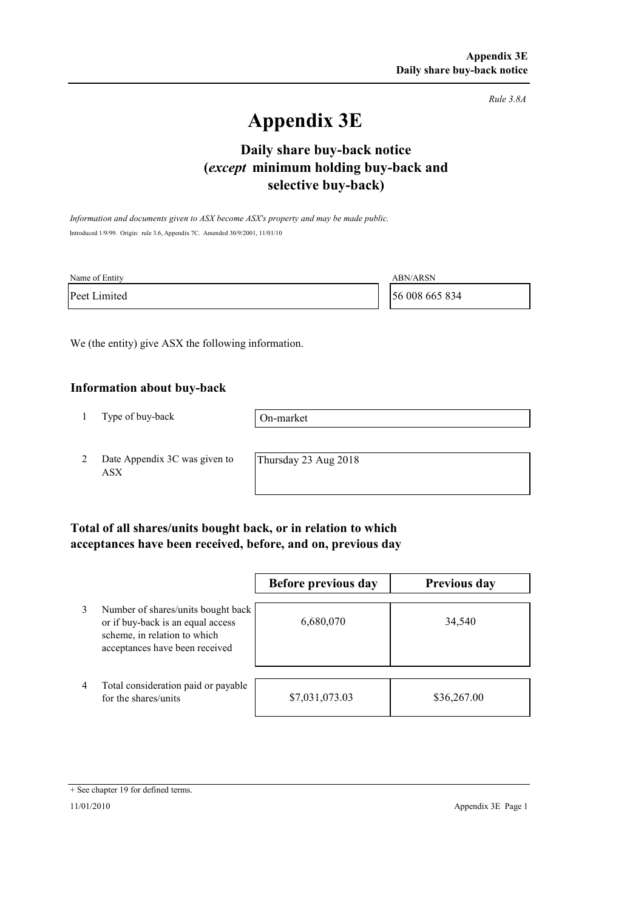*Rule 3.8A*

# Appendix 3E

## Daily share buy-back notice (*except* minimum holding buy-back and selective buy-back)

*Information and documents given to ASX become ASX's property and may be made public.*

Introduced 1/9/99. Origin: rule 3.6, Appendix 7C. Amended 30/9/2001, 11/01/10

| Name of Entity | ABN/ARSN |
|---|---|
| Peet Limited | 56 008 665 834 |

We (the entity) give ASX the following information.

### Information about buy-back

| | | |
|---|---|---|
| 1 | Type of buy-back | On-market |
| 2 | Date Appendix 3C was given to ASX | Thursday 23 Aug 2018 |

### Total of all shares/units bought back, or in relation to which acceptances have been received, before, and on, previous day

| | | Before previous day | Previous day |
|---|---|---|---|
| 3 | Number of shares/units bought back or if buy-back is an equal access scheme, in relation to which acceptances have been received | 6,680,070 | 34,540 |
| 4 | Total consideration paid or payable for the shares/units | $7,031,073.03 | $36,267.00 |

+ See chapter 19 for defined terms.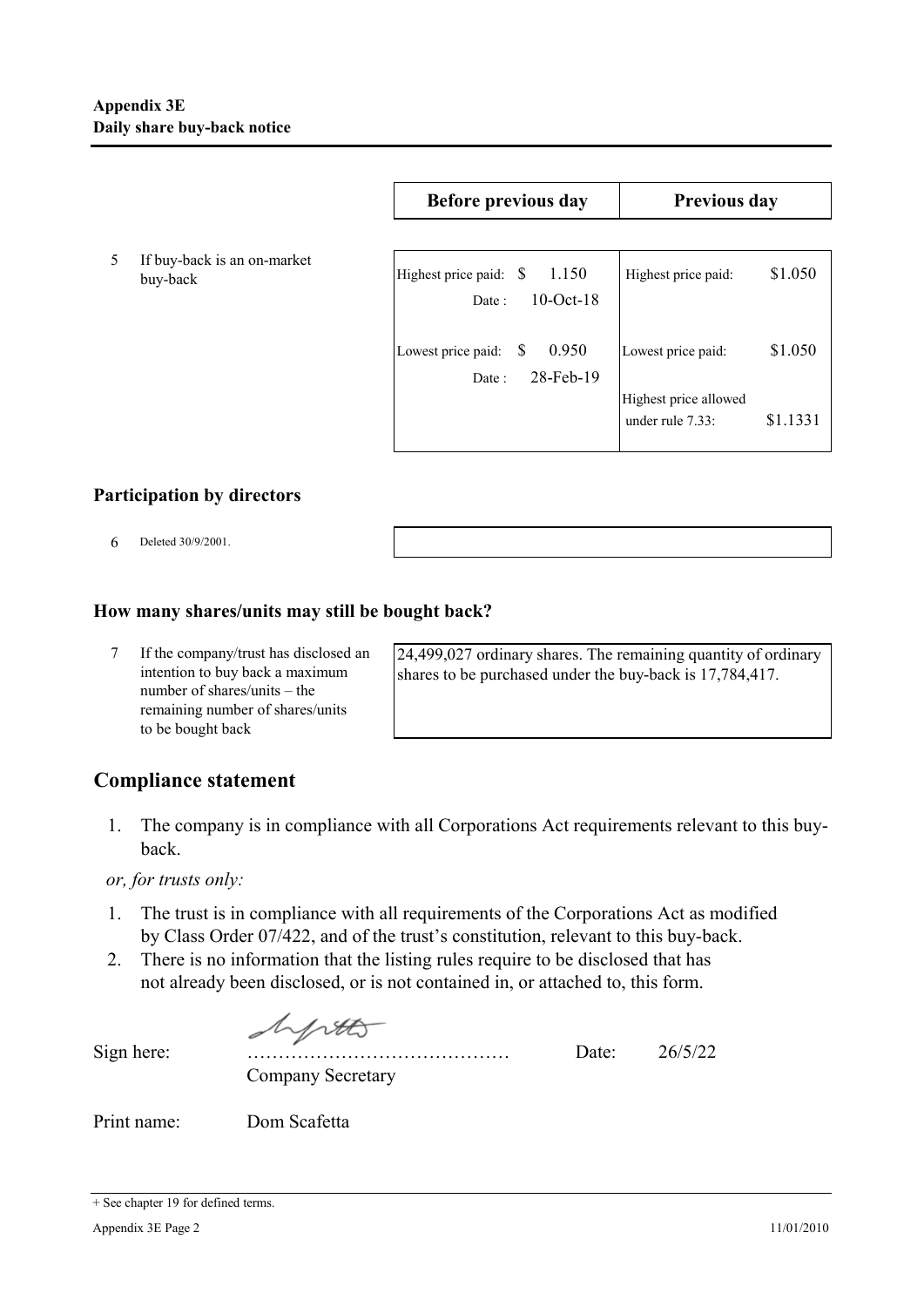**Appendix 3E**
**Daily share buy-back notice**

| | | Before previous day | Previous day |
|---|---|---|---|
| 5 | If buy-back is an on-market buy-back | Highest price paid: $ 1.150<br>Date : 10-Oct-18<br><br>Lowest price paid: $ 0.950<br>Date : 28-Feb-19 | Highest price paid: $1.050<br><br>Lowest price paid: $1.050<br><br>Highest price allowed under rule 7.33: $1.1331 |

## Participation by directors

| | | |
|---|---|---|
| 6 | Deleted 30/9/2001. | |

## How many shares/units may still be bought back?

| | | |
|---|---|---|
| 7 | If the company/trust has disclosed an intention to buy back a maximum number of shares/units – the remaining number of shares/units to be bought back | 24,499,027 ordinary shares. The remaining quantity of ordinary shares to be purchased under the buy-back is 17,784,417. |

## Compliance statement

1. The company is in compliance with all Corporations Act requirements relevant to this buy-back.

*or, for trusts only:*

1. The trust is in compliance with all requirements of the Corporations Act as modified by Class Order 07/422, and of the trust's constitution, relevant to this buy-back.
2. There is no information that the listing rules require to be disclosed that has not already been disclosed, or is not contained in, or attached to, this form.

Sign here: ……………………………………
Company Secretary

Date: 26/5/22

Print name: Dom Scafetta

+ See chapter 19 for defined terms.